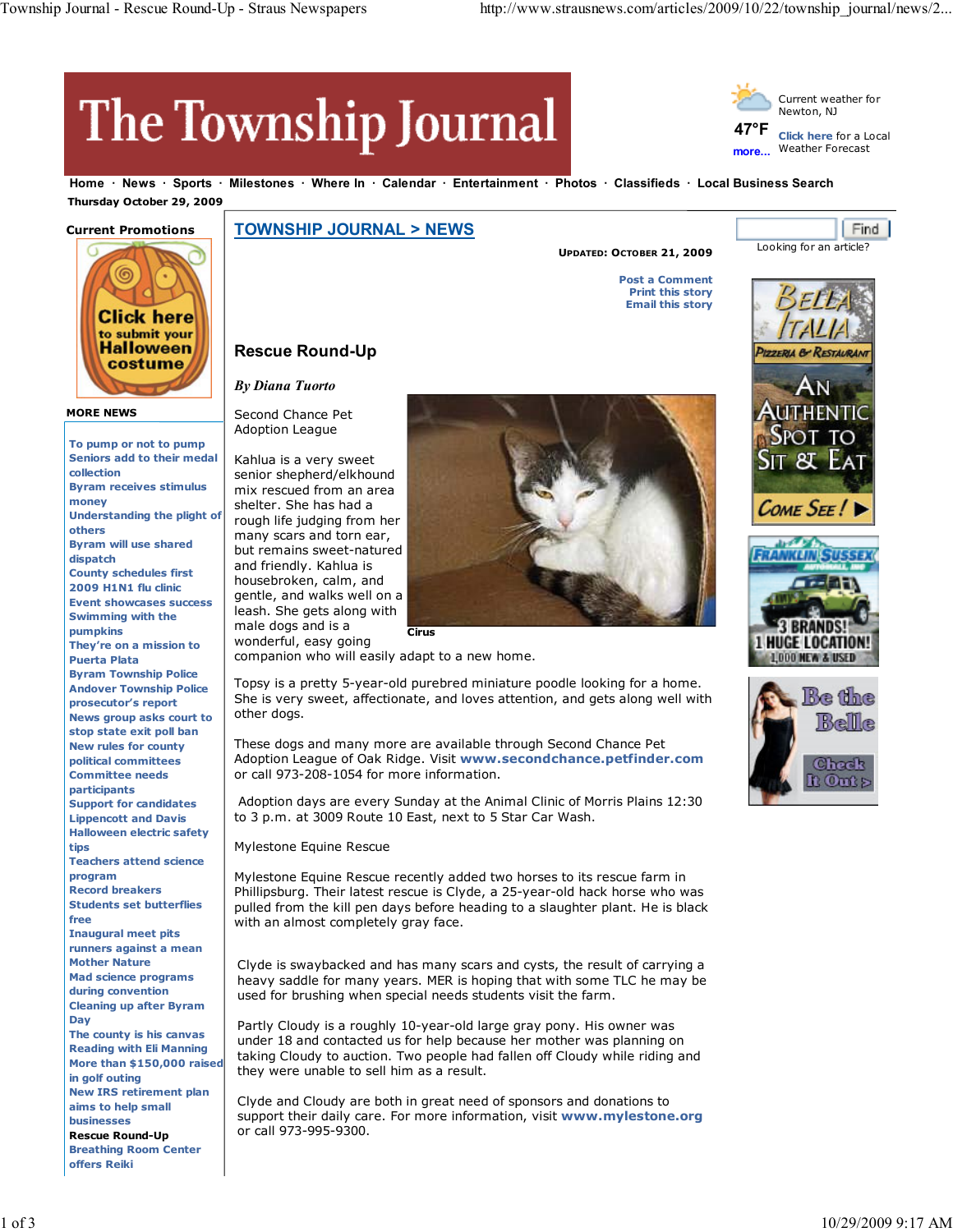# The Township Journal

Current weather for Newton, NJ

47°F

more...

Click here for a Local Weather Forecast

Home · News · Sports · Milestones · Where In · Calendar · Entertainment · Photos · Classifieds · Local Business Search

Thursday October 29, 2009

## TOWNSHIP JOURNAL > NEWS

**Updated: October 21, 2009**

Post a Comment
Print this story
Email this story

## Rescue Round-Up

***By Diana Tuorto***

Second Chance Pet Adoption League

Kahlua is a very sweet senior shepherd/elkhound mix rescued from an area shelter. She has had a rough life judging from her many scars and torn ear, but remains sweet-natured and friendly. Kahlua is housebroken, calm, and gentle, and walks well on a leash. She gets along with male dogs and is a wonderful, easy going companion who will easily adapt to a new home.

Cirus

Topsy is a pretty 5-year-old purebred miniature poodle looking for a home. She is very sweet, affectionate, and loves attention, and gets along well with other dogs.

These dogs and many more are available through Second Chance Pet Adoption League of Oak Ridge. Visit **www.secondchance.petfinder.com** or call 973-208-1054 for more information.

Adoption days are every Sunday at the Animal Clinic of Morris Plains 12:30 to 3 p.m. at 3009 Route 10 East, next to 5 Star Car Wash.

Mylestone Equine Rescue

Mylestone Equine Rescue recently added two horses to its rescue farm in Phillipsburg. Their latest rescue is Clyde, a 25-year-old hack horse who was pulled from the kill pen days before heading to a slaughter plant. He is black with an almost completely gray face.

Clyde is swaybacked and has many scars and cysts, the result of carrying a heavy saddle for many years. MER is hoping that with some TLC he may be used for brushing when special needs students visit the farm.

Partly Cloudy is a roughly 10-year-old large gray pony. His owner was under 18 and contacted us for help because her mother was planning on taking Cloudy to auction. Two people had fallen off Cloudy while riding and they were unable to sell him as a result.

Clyde and Cloudy are both in great need of sponsors and donations to support their daily care. For more information, visit **www.mylestone.org** or call 973-995-9300.

**Current Promotions**

Click here to submit your Halloween costume

**MORE NEWS**

- To pump or not to pump
- Seniors add to their medal collection
- Byram receives stimulus money
- Understanding the plight of others
- Byram will use shared dispatch
- County schedules first 2009 H1N1 flu clinic
- Event showcases success
- Swimming with the pumpkins
- They're on a mission to Puerta Plata
- Byram Township Police
- Andover Township Police
- prosecutor's report
- News group asks court to stop state exit poll ban
- New rules for county political committees
- Committee needs participants
- Support for candidates Lippencott and Davis
- Halloween electric safety tips
- Teachers attend science program
- Record breakers
- Students set butterflies free
- Inaugural meet pits runners against a mean Mother Nature
- Mad science programs during convention
- Cleaning up after Byram Day
- The county is his canvas
- Reading with Eli Manning
- More than $150,000 raised in golf outing
- New IRS retirement plan aims to help small businesses
- **Rescue Round-Up**
- Breathing Room Center offers Reiki

Find

Looking for an article?

Bella Italia Pizzeria & Restaurant — An Authentic Spot to Sit & Eat — Come See!

Franklin Sussex — 3 Brands! 1 Huge Location! 1,000 New & Used

Be the Belle — Check It Out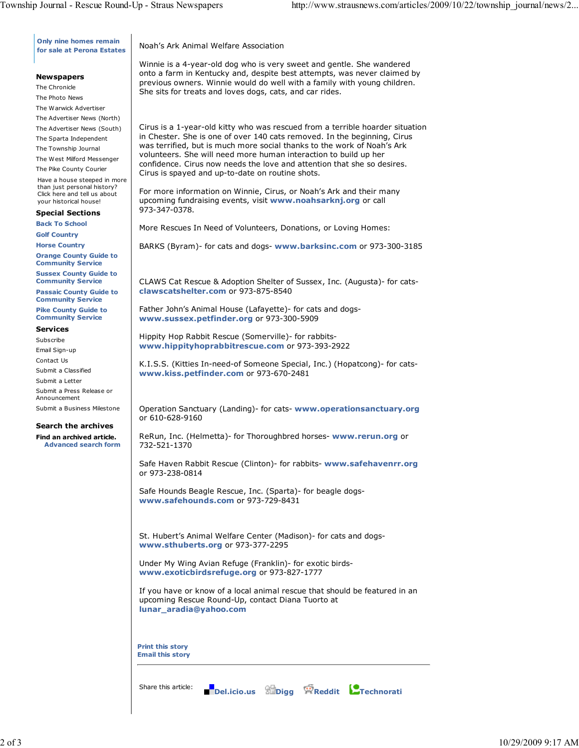Only nine homes remain for sale at Perona Estates

**Newspapers**

The Chronicle
The Photo News
The Warwick Advertiser
The Advertiser News (North)
The Advertiser News (South)
The Sparta Independent
The Township Journal
The West Milford Messenger
The Pike County Courier

Have a house steeped in more than just personal history? Click here and tell us about your historical house!

**Special Sections**

Back To School
Golf Country
Horse Country
Orange County Guide to Community Service
Sussex County Guide to Community Service
Passaic County Guide to Community Service
Pike County Guide to Community Service

**Services**

Subscribe
Email Sign-up
Contact Us
Submit a Classified
Submit a Letter
Submit a Press Release or Announcement
Submit a Business Milestone

**Search the archives**

**Find an archived article.**
Advanced search form

Noah's Ark Animal Welfare Association

Winnie is a 4-year-old dog who is very sweet and gentle. She wandered onto a farm in Kentucky and, despite best attempts, was never claimed by previous owners. Winnie would do well with a family with young children. She sits for treats and loves dogs, cats, and car rides.

Cirus is a 1-year-old kitty who was rescued from a terrible hoarder situation in Chester. She is one of over 140 cats removed. In the beginning, Cirus was terrified, but is much more social thanks to the work of Noah's Ark volunteers. She will need more human interaction to build up her confidence. Cirus now needs the love and attention that she so desires. Cirus is spayed and up-to-date on routine shots.

For more information on Winnie, Cirus, or Noah's Ark and their many upcoming fundraising events, visit **www.noahsarknj.org** or call 973-347-0378.

More Rescues In Need of Volunteers, Donations, or Loving Homes:

BARKS (Byram)- for cats and dogs- **www.barksinc.com** or 973-300-3185

CLAWS Cat Rescue & Adoption Shelter of Sussex, Inc. (Augusta)- for cats- **clawscatshelter.com** or 973-875-8540

Father John's Animal House (Lafayette)- for cats and dogs- **www.sussex.petfinder.org** or 973-300-5909

Hippity Hop Rabbit Rescue (Somerville)- for rabbits- **www.hippityhoprabbitrescue.com** or 973-393-2922

K.I.S.S. (Kitties In-need-of Someone Special, Inc.) (Hopatcong)- for cats- **www.kiss.petfinder.com** or 973-670-2481

Operation Sanctuary (Landing)- for cats- **www.operationsanctuary.org** or 610-628-9160

ReRun, Inc. (Helmetta)- for Thoroughbred horses- **www.rerun.org** or 732-521-1370

Safe Haven Rabbit Rescue (Clinton)- for rabbits- **www.safehavenrr.org** or 973-238-0814

Safe Hounds Beagle Rescue, Inc. (Sparta)- for beagle dogs- **www.safehounds.com** or 973-729-8431

St. Hubert's Animal Welfare Center (Madison)- for cats and dogs- **www.sthuberts.org** or 973-377-2295

Under My Wing Avian Refuge (Franklin)- for exotic birds- **www.exoticbirdsrefuge.org** or 973-827-1777

If you have or know of a local animal rescue that should be featured in an upcoming Rescue Round-Up, contact Diana Tuorto at **lunar_aradia@yahoo.com**

**Print this story**
**Email this story**

Share this article: **Del.icio.us** **Digg** **Reddit** **Technorati**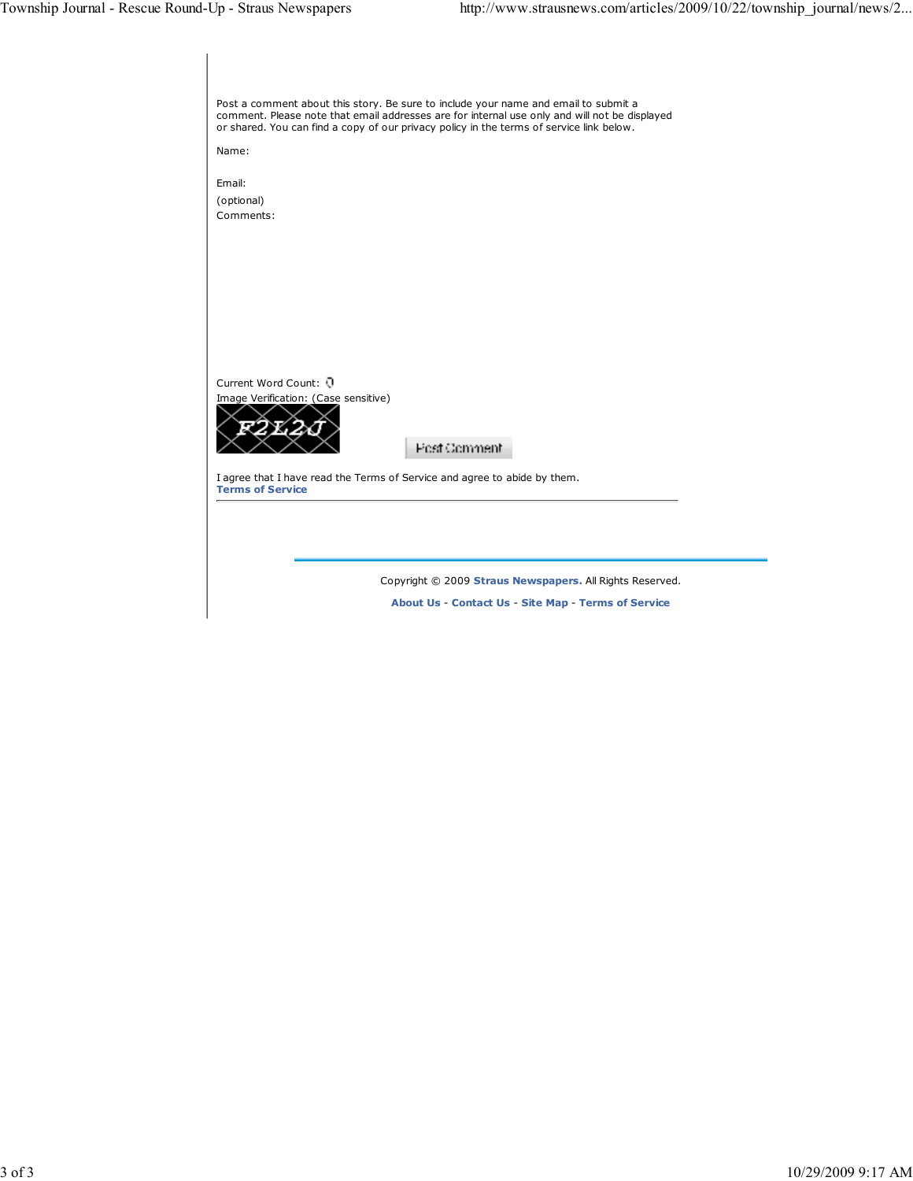Post a comment about this story. Be sure to include your name and email to submit a comment. Please note that email addresses are for internal use only and will not be displayed or shared. You can find a copy of our privacy policy in the terms of service link below.

Name:

Email:

(optional)

Comments:

Current Word Count: 0

Image Verification: (Case sensitive)

F2L2J

Post Comment

I agree that I have read the Terms of Service and agree to abide by them.

**Terms of Service**

---

Copyright © 2009 **Straus Newspapers.** All Rights Reserved.

**About Us** - **Contact Us** - **Site Map** - **Terms of Service**